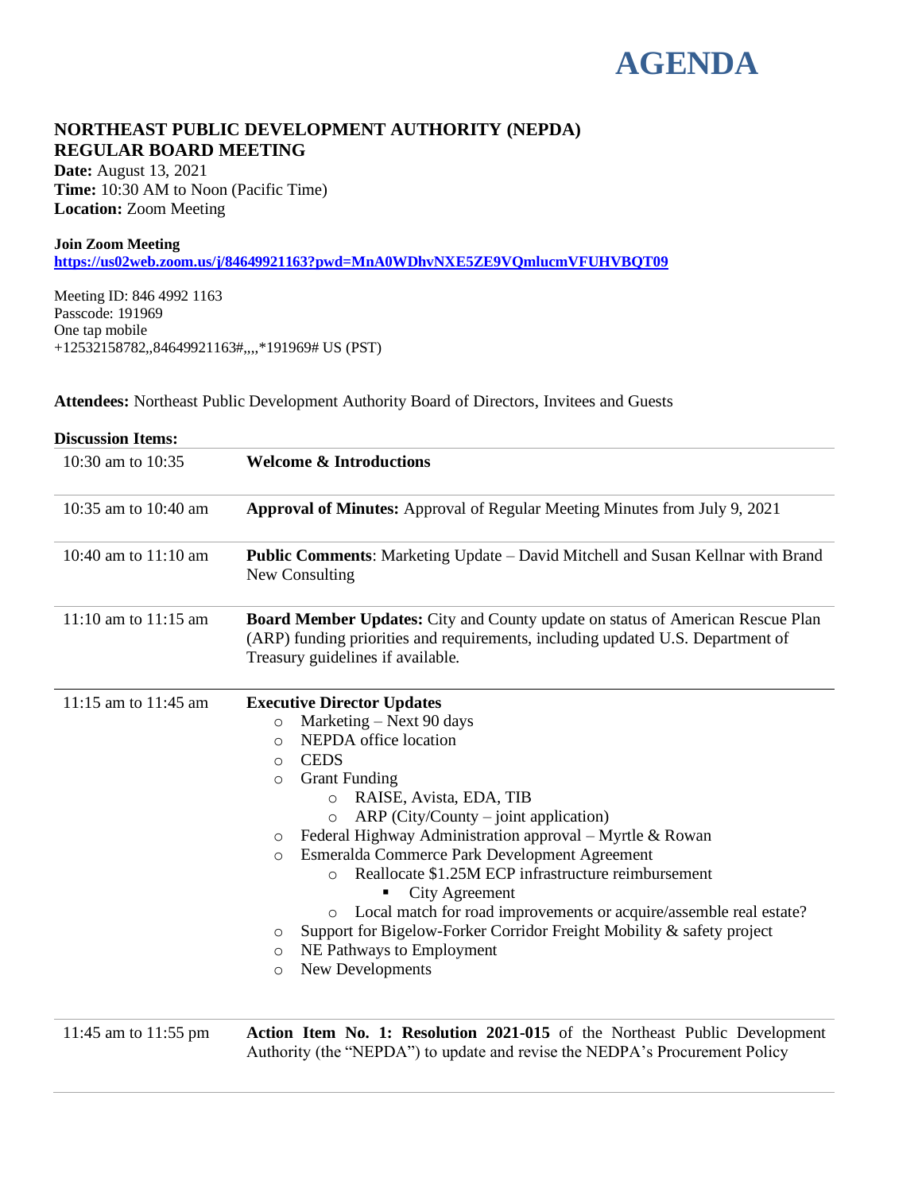# AGENDA

## NORTHEAST PUBLIC DEVELOPMENT AUTHORITY (NEPDA)
## REGULAR BOARD MEETING

**Date:** August 13, 2021
**Time:** 10:30 AM to Noon (Pacific Time)
**Location:** Zoom Meeting

**Join Zoom Meeting**
**https://us02web.zoom.us/j/84649921163?pwd=MnA0WDhvNXE5ZE9VQmlucmVFUHVBQT09**

Meeting ID: 846 4992 1163
Passcode: 191969
One tap mobile
+12532158782,,84649921163#,,,,*191969# US (PST)

**Attendees:** Northeast Public Development Authority Board of Directors, Invitees and Guests

**Discussion Items:**

| | |
|---|---|
| 10:30 am to 10:35 | **Welcome & Introductions** |
| 10:35 am to 10:40 am | **Approval of Minutes:** Approval of Regular Meeting Minutes from July 9, 2021 |
| 10:40 am to 11:10 am | **Public Comments**: Marketing Update – David Mitchell and Susan Kellnar with Brand New Consulting |
| 11:10 am to 11:15 am | **Board Member Updates:** City and County update on status of American Rescue Plan (ARP) funding priorities and requirements, including updated U.S. Department of Treasury guidelines if available. |
| 11:15 am to 11:45 am | **Executive Director Updates**<br>○ Marketing – Next 90 days<br>○ NEPDA office location<br>○ CEDS<br>○ Grant Funding<br>&nbsp;&nbsp;&nbsp;&nbsp;○ RAISE, Avista, EDA, TIB<br>&nbsp;&nbsp;&nbsp;&nbsp;○ ARP (City/County – joint application)<br>○ Federal Highway Administration approval – Myrtle & Rowan<br>○ Esmeralda Commerce Park Development Agreement<br>&nbsp;&nbsp;&nbsp;&nbsp;○ Reallocate $1.25M ECP infrastructure reimbursement<br>&nbsp;&nbsp;&nbsp;&nbsp;&nbsp;&nbsp;&nbsp;&nbsp;▪ City Agreement<br>&nbsp;&nbsp;&nbsp;&nbsp;○ Local match for road improvements or acquire/assemble real estate?<br>○ Support for Bigelow-Forker Corridor Freight Mobility & safety project<br>○ NE Pathways to Employment<br>○ New Developments |
| 11:45 am to 11:55 pm | **Action Item No. 1: Resolution 2021-015** of the Northeast Public Development Authority (the "NEPDA") to update and revise the NEDPA's Procurement Policy |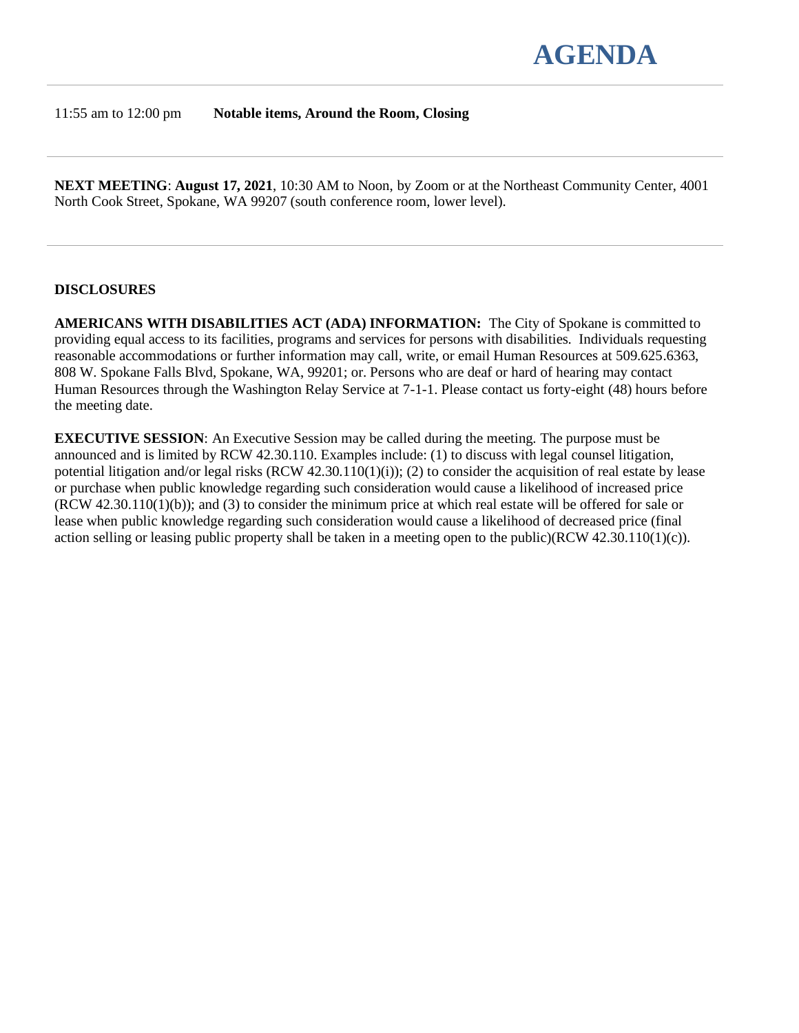# AGENDA

11:55 am to 12:00 pm **Notable items, Around the Room, Closing**

---

**NEXT MEETING**: **August 17, 2021**, 10:30 AM to Noon, by Zoom or at the Northeast Community Center, 4001 North Cook Street, Spokane, WA 99207 (south conference room, lower level).

---

**DISCLOSURES**

**AMERICANS WITH DISABILITIES ACT (ADA) INFORMATION:** The City of Spokane is committed to providing equal access to its facilities, programs and services for persons with disabilities. Individuals requesting reasonable accommodations or further information may call, write, or email Human Resources at 509.625.6363, 808 W. Spokane Falls Blvd, Spokane, WA, 99201; or. Persons who are deaf or hard of hearing may contact Human Resources through the Washington Relay Service at 7-1-1. Please contact us forty-eight (48) hours before the meeting date.

**EXECUTIVE SESSION**: An Executive Session may be called during the meeting. The purpose must be announced and is limited by RCW 42.30.110. Examples include: (1) to discuss with legal counsel litigation, potential litigation and/or legal risks (RCW 42.30.110(1)(i)); (2) to consider the acquisition of real estate by lease or purchase when public knowledge regarding such consideration would cause a likelihood of increased price (RCW 42.30.110(1)(b)); and (3) to consider the minimum price at which real estate will be offered for sale or lease when public knowledge regarding such consideration would cause a likelihood of decreased price (final action selling or leasing public property shall be taken in a meeting open to the public)(RCW 42.30.110(1)(c)).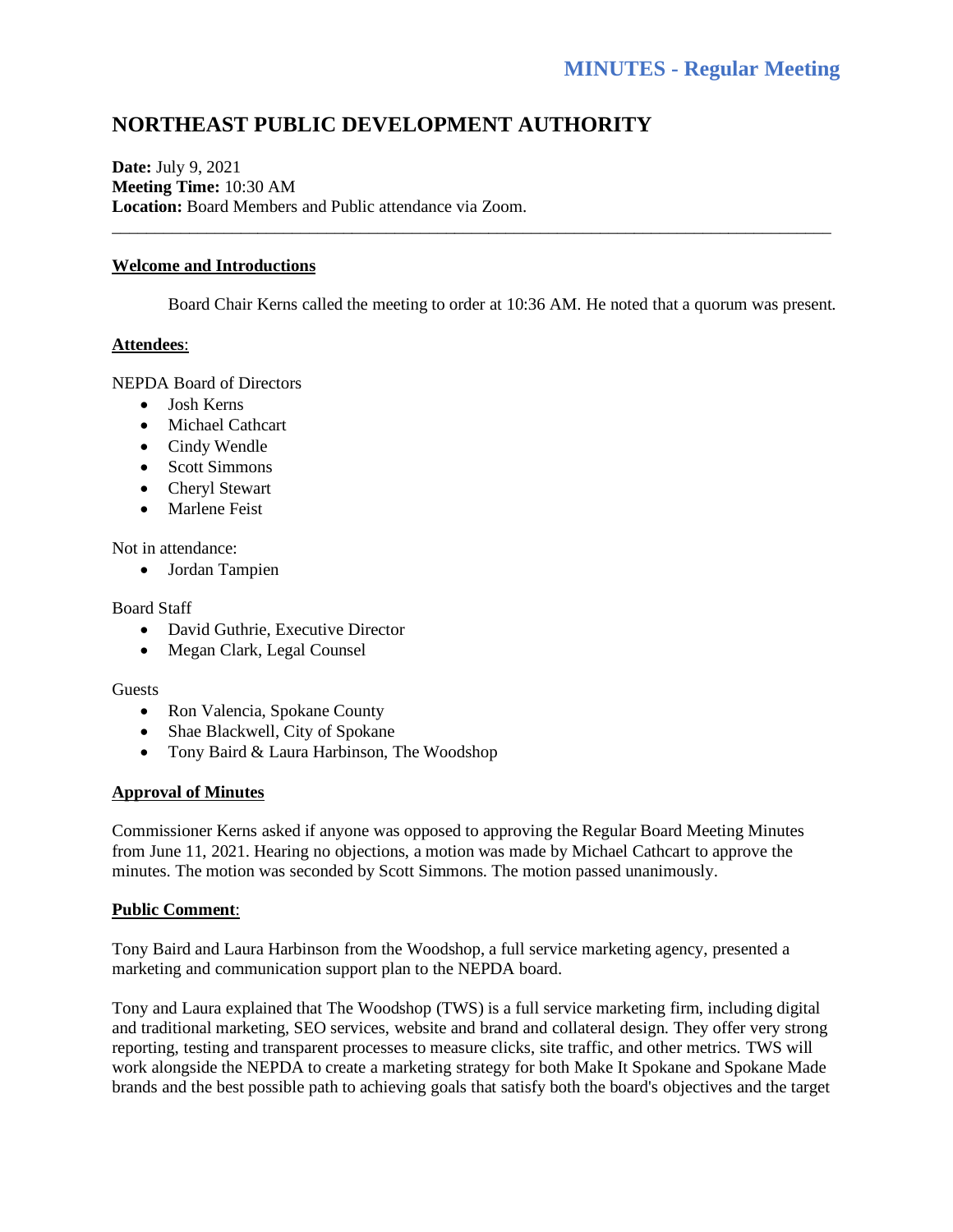# MINUTES - Regular Meeting

## NORTHEAST PUBLIC DEVELOPMENT AUTHORITY

**Date:** July 9, 2021
**Meeting Time:** 10:30 AM
**Location:** Board Members and Public attendance via Zoom.

---

### Welcome and Introductions

Board Chair Kerns called the meeting to order at 10:36 AM. He noted that a quorum was present.

### Attendees:

NEPDA Board of Directors

- Josh Kerns
- Michael Cathcart
- Cindy Wendle
- Scott Simmons
- Cheryl Stewart
- Marlene Feist

Not in attendance:

- Jordan Tampien

Board Staff

- David Guthrie, Executive Director
- Megan Clark, Legal Counsel

Guests

- Ron Valencia, Spokane County
- Shae Blackwell, City of Spokane
- Tony Baird & Laura Harbinson, The Woodshop

### Approval of Minutes

Commissioner Kerns asked if anyone was opposed to approving the Regular Board Meeting Minutes from June 11, 2021. Hearing no objections, a motion was made by Michael Cathcart to approve the minutes. The motion was seconded by Scott Simmons. The motion passed unanimously.

### Public Comment:

Tony Baird and Laura Harbinson from the Woodshop, a full service marketing agency, presented a marketing and communication support plan to the NEPDA board.

Tony and Laura explained that The Woodshop (TWS) is a full service marketing firm, including digital and traditional marketing, SEO services, website and brand and collateral design. They offer very strong reporting, testing and transparent processes to measure clicks, site traffic, and other metrics. TWS will work alongside the NEPDA to create a marketing strategy for both Make It Spokane and Spokane Made brands and the best possible path to achieving goals that satisfy both the board's objectives and the target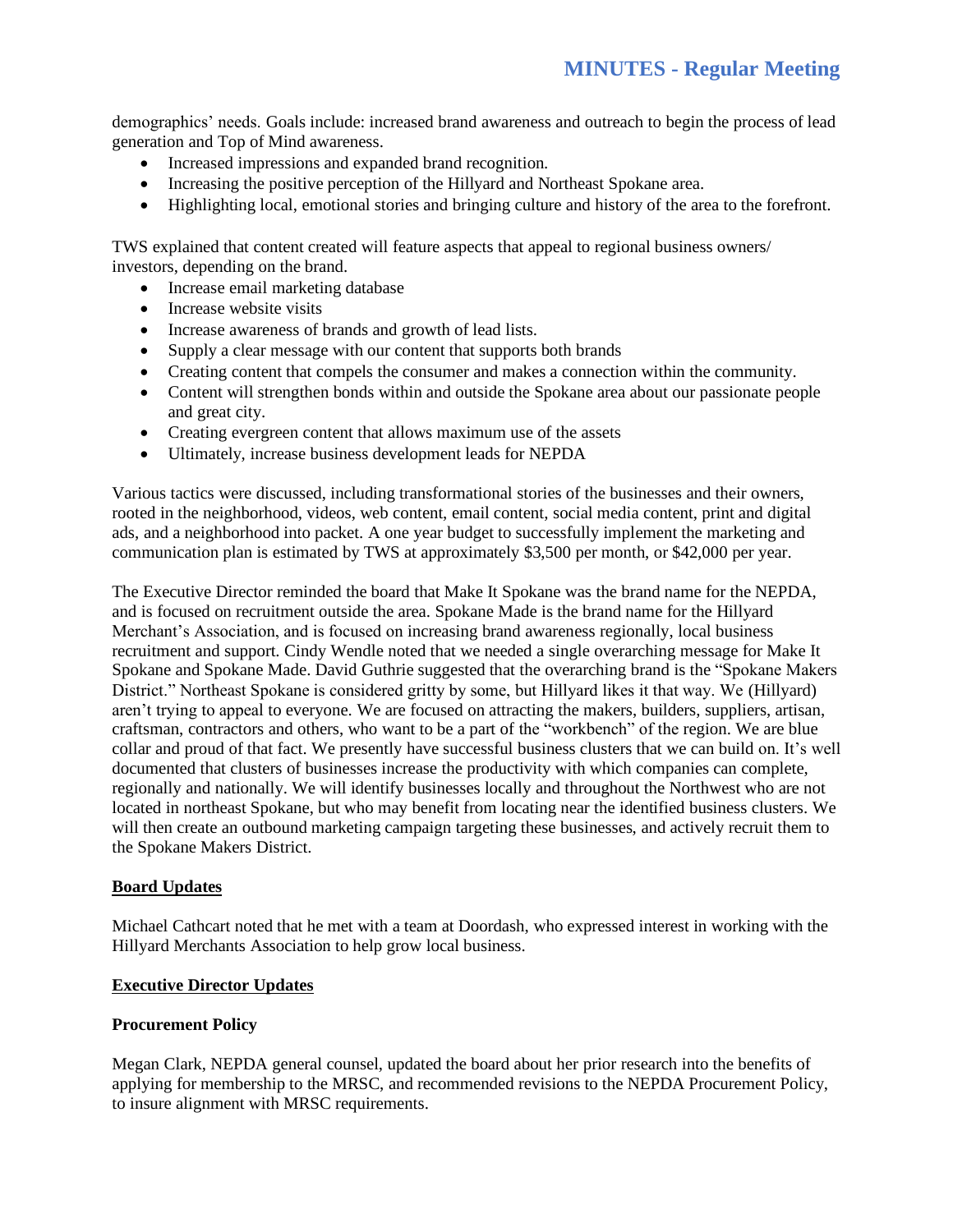demographics' needs. Goals include: increased brand awareness and outreach to begin the process of lead generation and Top of Mind awareness.

- Increased impressions and expanded brand recognition.
- Increasing the positive perception of the Hillyard and Northeast Spokane area.
- Highlighting local, emotional stories and bringing culture and history of the area to the forefront.

TWS explained that content created will feature aspects that appeal to regional business owners/ investors, depending on the brand.

- Increase email marketing database
- Increase website visits
- Increase awareness of brands and growth of lead lists.
- Supply a clear message with our content that supports both brands
- Creating content that compels the consumer and makes a connection within the community.
- Content will strengthen bonds within and outside the Spokane area about our passionate people and great city.
- Creating evergreen content that allows maximum use of the assets
- Ultimately, increase business development leads for NEPDA

Various tactics were discussed, including transformational stories of the businesses and their owners, rooted in the neighborhood, videos, web content, email content, social media content, print and digital ads, and a neighborhood into packet. A one year budget to successfully implement the marketing and communication plan is estimated by TWS at approximately $3,500 per month, or $42,000 per year.

The Executive Director reminded the board that Make It Spokane was the brand name for the NEPDA, and is focused on recruitment outside the area. Spokane Made is the brand name for the Hillyard Merchant's Association, and is focused on increasing brand awareness regionally, local business recruitment and support. Cindy Wendle noted that we needed a single overarching message for Make It Spokane and Spokane Made. David Guthrie suggested that the overarching brand is the "Spokane Makers District." Northeast Spokane is considered gritty by some, but Hillyard likes it that way. We (Hillyard) aren't trying to appeal to everyone. We are focused on attracting the makers, builders, suppliers, artisan, craftsman, contractors and others, who want to be a part of the "workbench" of the region. We are blue collar and proud of that fact. We presently have successful business clusters that we can build on. It's well documented that clusters of businesses increase the productivity with which companies can complete, regionally and nationally. We will identify businesses locally and throughout the Northwest who are not located in northeast Spokane, but who may benefit from locating near the identified business clusters. We will then create an outbound marketing campaign targeting these businesses, and actively recruit them to the Spokane Makers District.

## Board Updates

Michael Cathcart noted that he met with a team at Doordash, who expressed interest in working with the Hillyard Merchants Association to help grow local business.

## Executive Director Updates

### Procurement Policy

Megan Clark, NEPDA general counsel, updated the board about her prior research into the benefits of applying for membership to the MRSC, and recommended revisions to the NEPDA Procurement Policy, to insure alignment with MRSC requirements.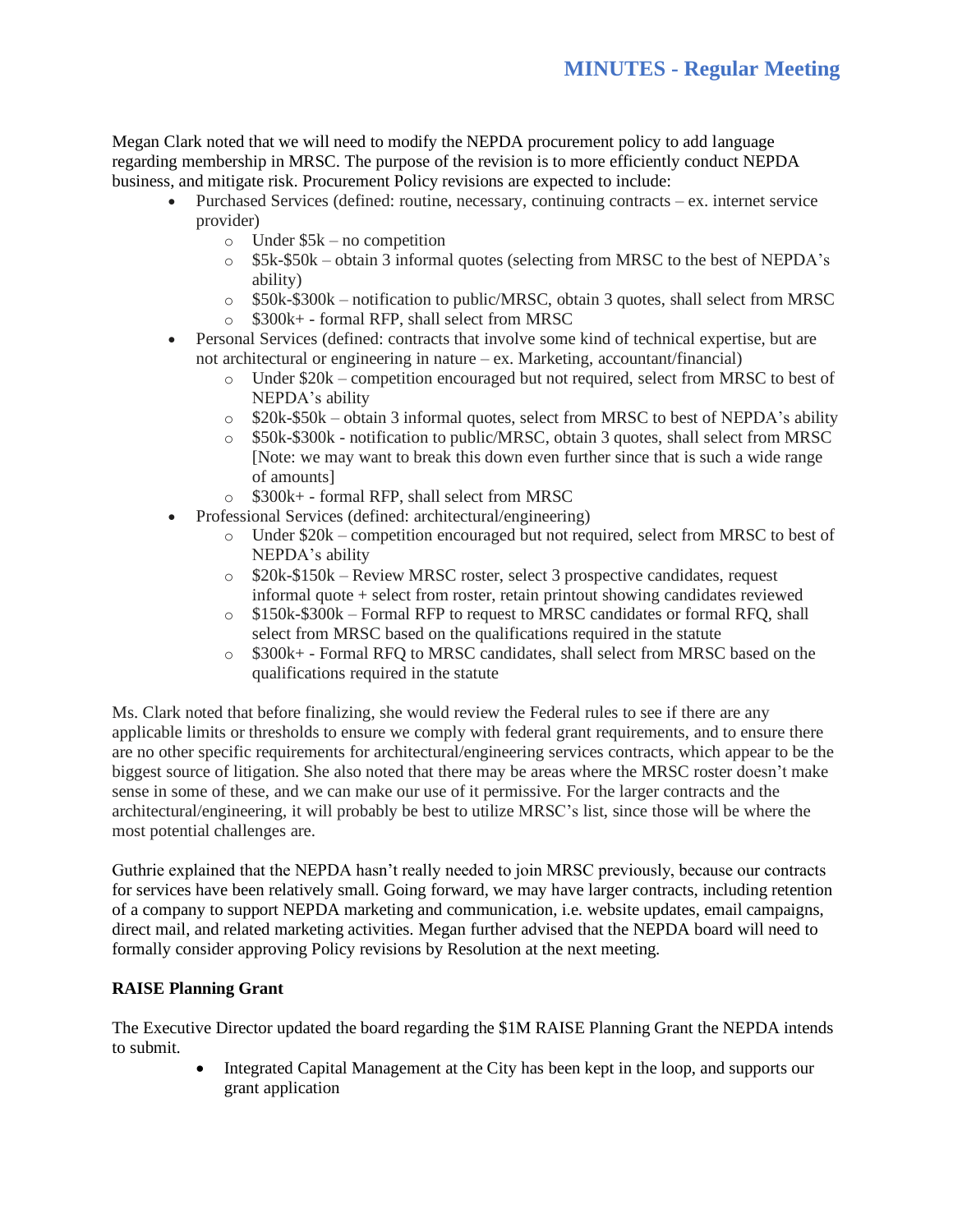Megan Clark noted that we will need to modify the NEPDA procurement policy to add language regarding membership in MRSC. The purpose of the revision is to more efficiently conduct NEPDA business, and mitigate risk. Procurement Policy revisions are expected to include:

- Purchased Services (defined: routine, necessary, continuing contracts – ex. internet service provider)
  - Under $5k – no competition
  - $5k-$50k – obtain 3 informal quotes (selecting from MRSC to the best of NEPDA's ability)
  - $50k-$300k – notification to public/MRSC, obtain 3 quotes, shall select from MRSC
  - $300k+ - formal RFP, shall select from MRSC
- Personal Services (defined: contracts that involve some kind of technical expertise, but are not architectural or engineering in nature – ex. Marketing, accountant/financial)
  - Under $20k – competition encouraged but not required, select from MRSC to best of NEPDA's ability
  - $20k-$50k – obtain 3 informal quotes, select from MRSC to best of NEPDA's ability
  - $50k-$300k - notification to public/MRSC, obtain 3 quotes, shall select from MRSC [Note: we may want to break this down even further since that is such a wide range of amounts]
  - $300k+ - formal RFP, shall select from MRSC
- Professional Services (defined: architectural/engineering)
  - Under $20k – competition encouraged but not required, select from MRSC to best of NEPDA's ability
  - $20k-$150k – Review MRSC roster, select 3 prospective candidates, request informal quote + select from roster, retain printout showing candidates reviewed
  - $150k-$300k – Formal RFP to request to MRSC candidates or formal RFQ, shall select from MRSC based on the qualifications required in the statute
  - $300k+ - Formal RFQ to MRSC candidates, shall select from MRSC based on the qualifications required in the statute

Ms. Clark noted that before finalizing, she would review the Federal rules to see if there are any applicable limits or thresholds to ensure we comply with federal grant requirements, and to ensure there are no other specific requirements for architectural/engineering services contracts, which appear to be the biggest source of litigation. She also noted that there may be areas where the MRSC roster doesn't make sense in some of these, and we can make our use of it permissive. For the larger contracts and the architectural/engineering, it will probably be best to utilize MRSC's list, since those will be where the most potential challenges are.

Guthrie explained that the NEPDA hasn't really needed to join MRSC previously, because our contracts for services have been relatively small. Going forward, we may have larger contracts, including retention of a company to support NEPDA marketing and communication, i.e. website updates, email campaigns, direct mail, and related marketing activities. Megan further advised that the NEPDA board will need to formally consider approving Policy revisions by Resolution at the next meeting.

**RAISE Planning Grant**

The Executive Director updated the board regarding the $1M RAISE Planning Grant the NEPDA intends to submit.

- Integrated Capital Management at the City has been kept in the loop, and supports our grant application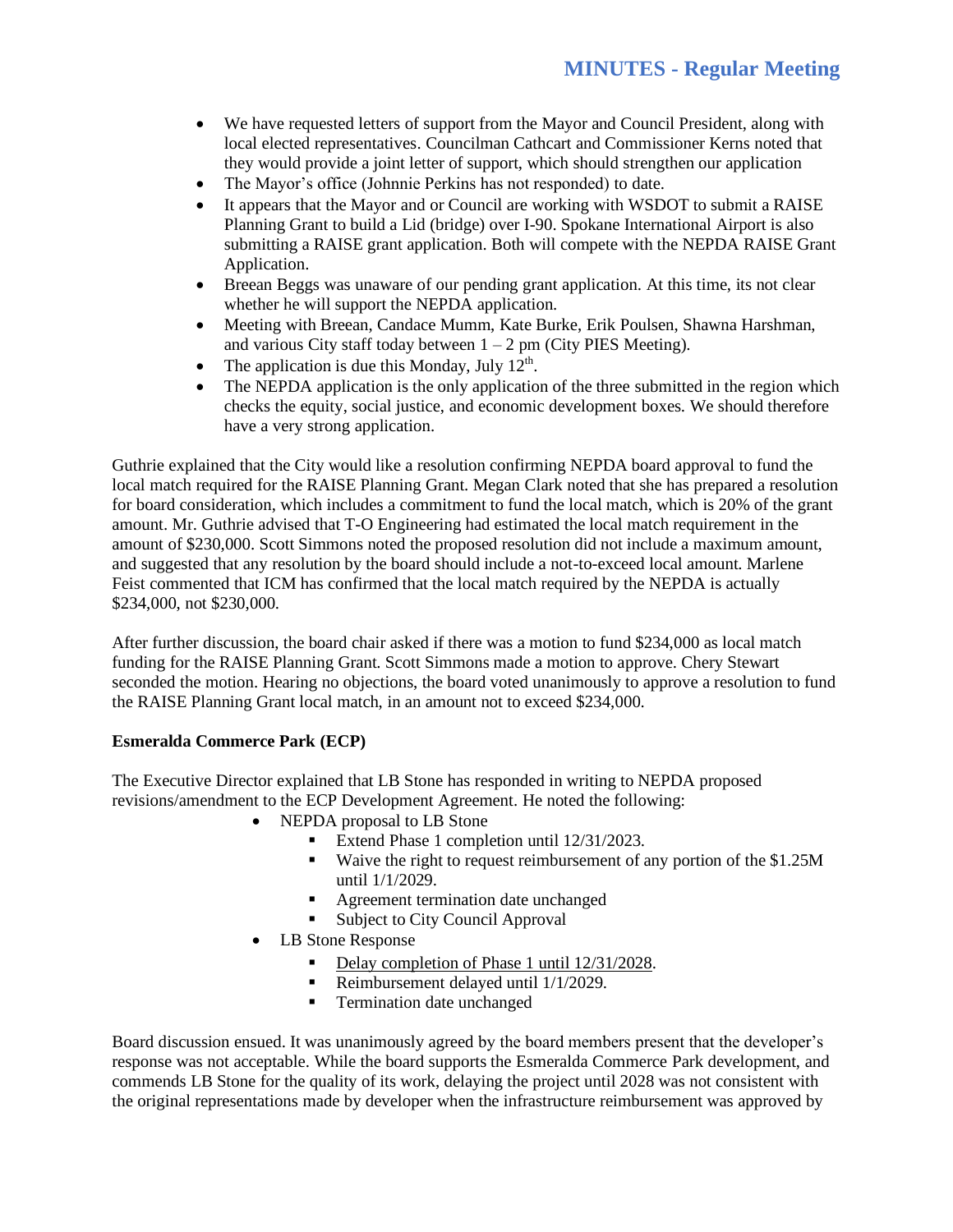- We have requested letters of support from the Mayor and Council President, along with local elected representatives. Councilman Cathcart and Commissioner Kerns noted that they would provide a joint letter of support, which should strengthen our application
- The Mayor's office (Johnnie Perkins has not responded) to date.
- It appears that the Mayor and or Council are working with WSDOT to submit a RAISE Planning Grant to build a Lid (bridge) over I-90. Spokane International Airport is also submitting a RAISE grant application. Both will compete with the NEPDA RAISE Grant Application.
- Breean Beggs was unaware of our pending grant application. At this time, its not clear whether he will support the NEPDA application.
- Meeting with Breean, Candace Mumm, Kate Burke, Erik Poulsen, Shawna Harshman, and various City staff today between 1 – 2 pm (City PIES Meeting).
- The application is due this Monday, July 12th.
- The NEPDA application is the only application of the three submitted in the region which checks the equity, social justice, and economic development boxes. We should therefore have a very strong application.

Guthrie explained that the City would like a resolution confirming NEPDA board approval to fund the local match required for the RAISE Planning Grant. Megan Clark noted that she has prepared a resolution for board consideration, which includes a commitment to fund the local match, which is 20% of the grant amount. Mr. Guthrie advised that T-O Engineering had estimated the local match requirement in the amount of $230,000. Scott Simmons noted the proposed resolution did not include a maximum amount, and suggested that any resolution by the board should include a not-to-exceed local amount. Marlene Feist commented that ICM has confirmed that the local match required by the NEPDA is actually $234,000, not $230,000.

After further discussion, the board chair asked if there was a motion to fund $234,000 as local match funding for the RAISE Planning Grant. Scott Simmons made a motion to approve. Chery Stewart seconded the motion. Hearing no objections, the board voted unanimously to approve a resolution to fund the RAISE Planning Grant local match, in an amount not to exceed $234,000.

**Esmeralda Commerce Park (ECP)**

The Executive Director explained that LB Stone has responded in writing to NEPDA proposed revisions/amendment to the ECP Development Agreement. He noted the following:

- NEPDA proposal to LB Stone
  - Extend Phase 1 completion until 12/31/2023.
  - Waive the right to request reimbursement of any portion of the $1.25M until 1/1/2029.
  - Agreement termination date unchanged
  - Subject to City Council Approval
- LB Stone Response
  - <u>Delay completion of Phase 1 until 12/31/2028</u>.
  - Reimbursement delayed until 1/1/2029.
  - Termination date unchanged

Board discussion ensued. It was unanimously agreed by the board members present that the developer's response was not acceptable. While the board supports the Esmeralda Commerce Park development, and commends LB Stone for the quality of its work, delaying the project until 2028 was not consistent with the original representations made by developer when the infrastructure reimbursement was approved by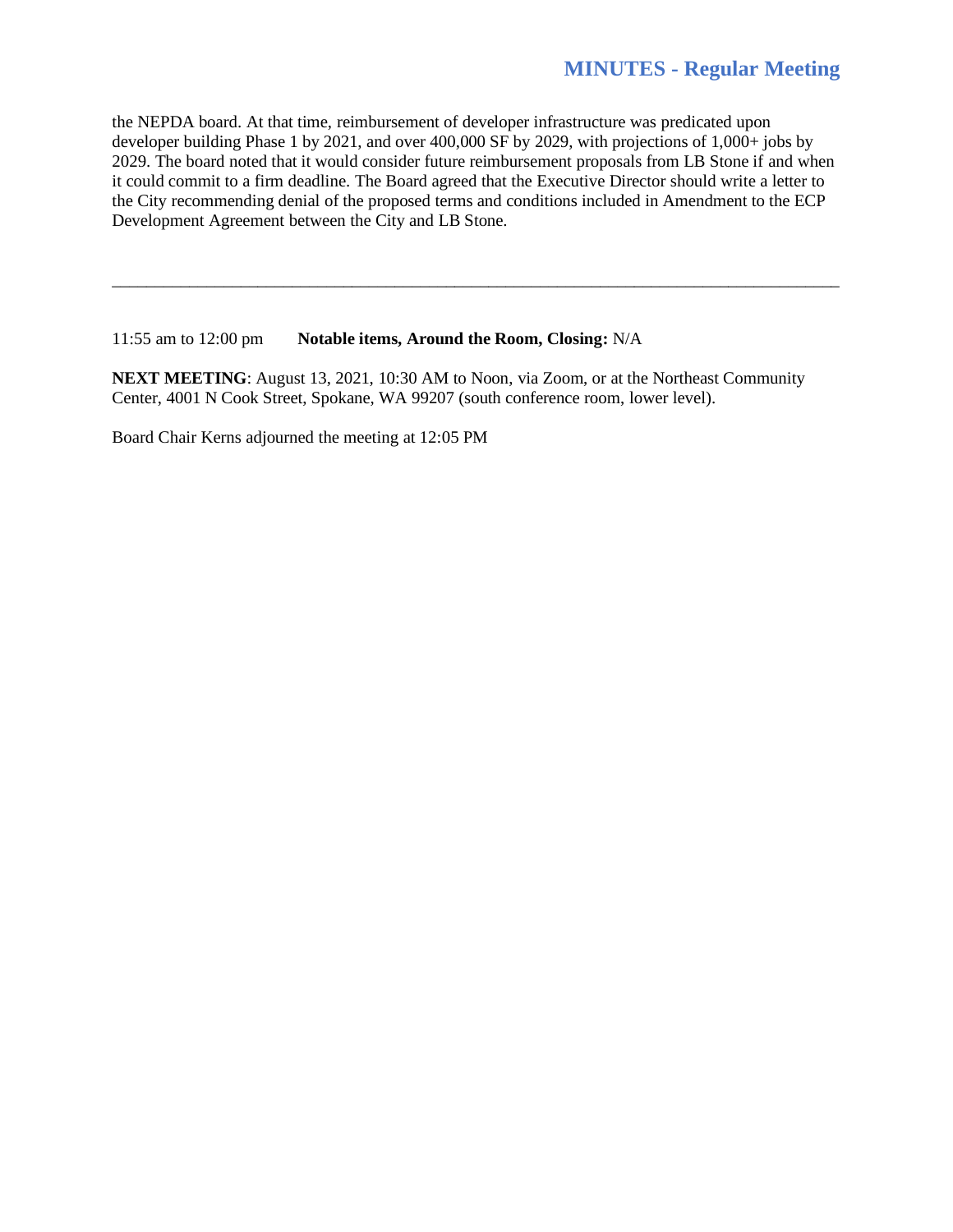the NEPDA board. At that time, reimbursement of developer infrastructure was predicated upon developer building Phase 1 by 2021, and over 400,000 SF by 2029, with projections of 1,000+ jobs by 2029. The board noted that it would consider future reimbursement proposals from LB Stone if and when it could commit to a firm deadline. The Board agreed that the Executive Director should write a letter to the City recommending denial of the proposed terms and conditions included in Amendment to the ECP Development Agreement between the City and LB Stone.

---

11:55 am to 12:00 pm **Notable items, Around the Room, Closing:** N/A

**NEXT MEETING**: August 13, 2021, 10:30 AM to Noon, via Zoom, or at the Northeast Community Center, 4001 N Cook Street, Spokane, WA 99207 (south conference room, lower level).

Board Chair Kerns adjourned the meeting at 12:05 PM